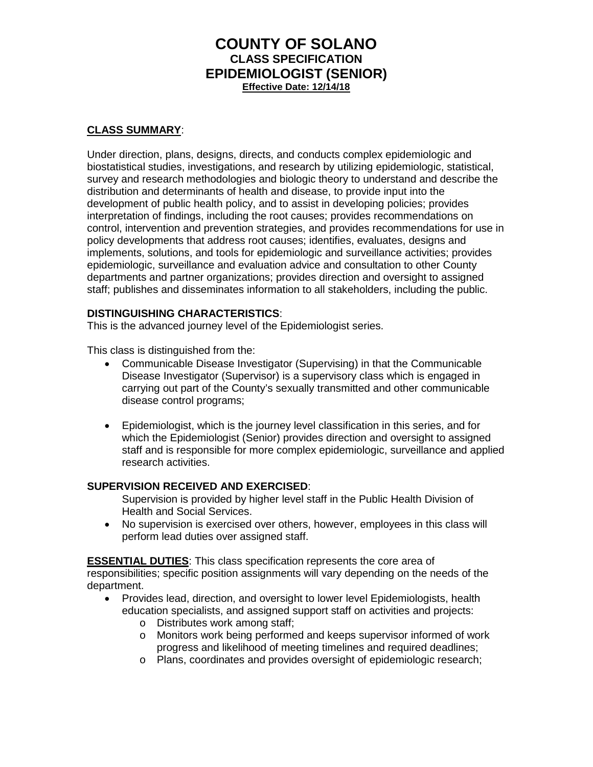# COUNTY OF SOLANO
## CLASS SPECIFICATION
## EPIDEMIOLOGIST (SENIOR)
**Effective Date: 12/14/18**

**CLASS SUMMARY**:

Under direction, plans, designs, directs, and conducts complex epidemiologic and biostatistical studies, investigations, and research by utilizing epidemiologic, statistical, survey and research methodologies and biologic theory to understand and describe the distribution and determinants of health and disease, to provide input into the development of public health policy, and to assist in developing policies; provides interpretation of findings, including the root causes; provides recommendations on control, intervention and prevention strategies, and provides recommendations for use in policy developments that address root causes; identifies, evaluates, designs and implements, solutions, and tools for epidemiologic and surveillance activities; provides epidemiologic, surveillance and evaluation advice and consultation to other County departments and partner organizations; provides direction and oversight to assigned staff; publishes and disseminates information to all stakeholders, including the public.

**DISTINGUISHING CHARACTERISTICS**:

This is the advanced journey level of the Epidemiologist series.

This class is distinguished from the:

- Communicable Disease Investigator (Supervising) in that the Communicable Disease Investigator (Supervisor) is a supervisory class which is engaged in carrying out part of the County's sexually transmitted and other communicable disease control programs;

- Epidemiologist, which is the journey level classification in this series, and for which the Epidemiologist (Senior) provides direction and oversight to assigned staff and is responsible for more complex epidemiologic, surveillance and applied research activities.

**SUPERVISION RECEIVED AND EXERCISED**:

Supervision is provided by higher level staff in the Public Health Division of Health and Social Services.

- No supervision is exercised over others, however, employees in this class will perform lead duties over assigned staff.

**ESSENTIAL DUTIES**: This class specification represents the core area of responsibilities; specific position assignments will vary depending on the needs of the department.

- Provides lead, direction, and oversight to lower level Epidemiologists, health education specialists, and assigned support staff on activities and projects:
  - Distributes work among staff;
  - Monitors work being performed and keeps supervisor informed of work progress and likelihood of meeting timelines and required deadlines;
  - Plans, coordinates and provides oversight of epidemiologic research;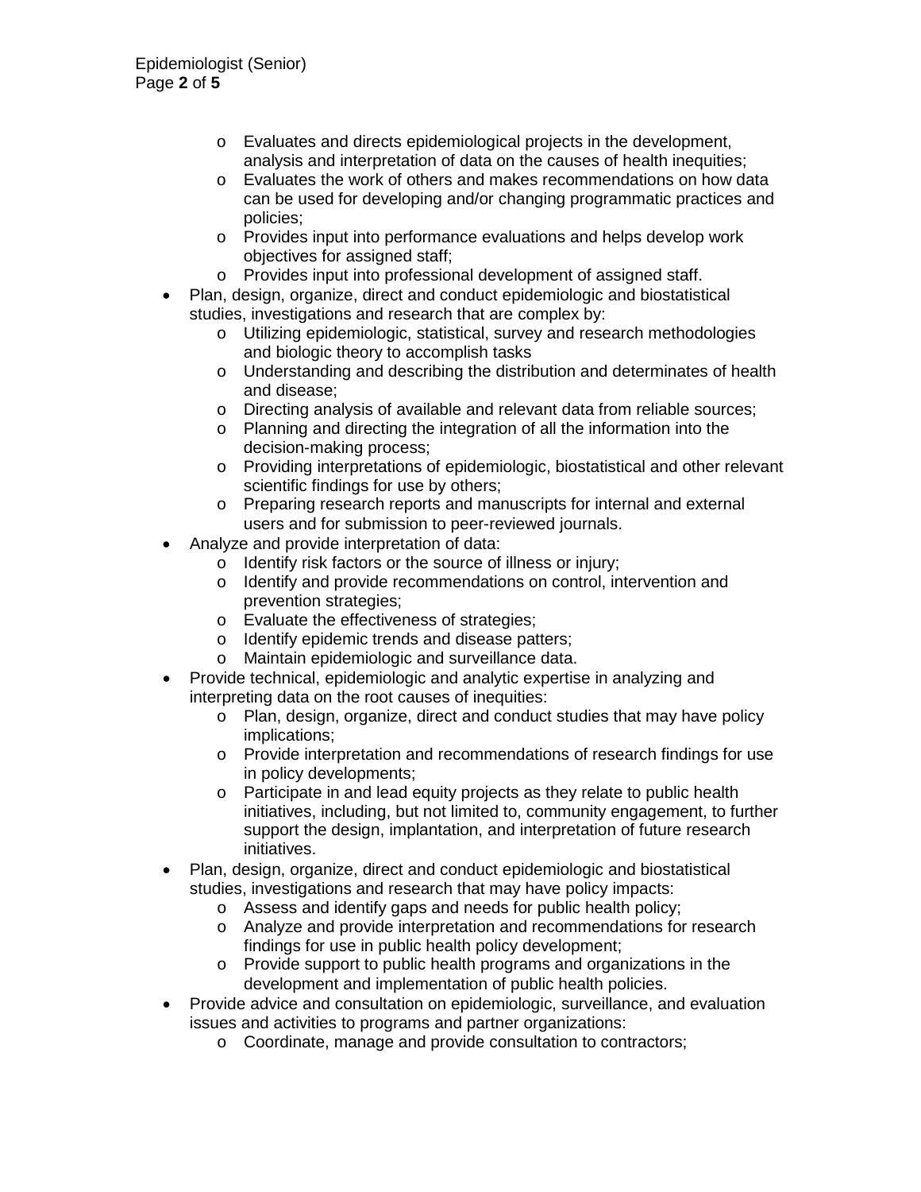- Evaluates and directs epidemiological projects in the development, analysis and interpretation of data on the causes of health inequities;
  - Evaluates the work of others and makes recommendations on how data can be used for developing and/or changing programmatic practices and policies;
  - Provides input into performance evaluations and helps develop work objectives for assigned staff;
  - Provides input into professional development of assigned staff.
- Plan, design, organize, direct and conduct epidemiologic and biostatistical studies, investigations and research that are complex by:
  - Utilizing epidemiologic, statistical, survey and research methodologies and biologic theory to accomplish tasks
  - Understanding and describing the distribution and determinates of health and disease;
  - Directing analysis of available and relevant data from reliable sources;
  - Planning and directing the integration of all the information into the decision-making process;
  - Providing interpretations of epidemiologic, biostatistical and other relevant scientific findings for use by others;
  - Preparing research reports and manuscripts for internal and external users and for submission to peer-reviewed journals.
- Analyze and provide interpretation of data:
  - Identify risk factors or the source of illness or injury;
  - Identify and provide recommendations on control, intervention and prevention strategies;
  - Evaluate the effectiveness of strategies;
  - Identify epidemic trends and disease patters;
  - Maintain epidemiologic and surveillance data.
- Provide technical, epidemiologic and analytic expertise in analyzing and interpreting data on the root causes of inequities:
  - Plan, design, organize, direct and conduct studies that may have policy implications;
  - Provide interpretation and recommendations of research findings for use in policy developments;
  - Participate in and lead equity projects as they relate to public health initiatives, including, but not limited to, community engagement, to further support the design, implantation, and interpretation of future research initiatives.
- Plan, design, organize, direct and conduct epidemiologic and biostatistical studies, investigations and research that may have policy impacts:
  - Assess and identify gaps and needs for public health policy;
  - Analyze and provide interpretation and recommendations for research findings for use in public health policy development;
  - Provide support to public health programs and organizations in the development and implementation of public health policies.
- Provide advice and consultation on epidemiologic, surveillance, and evaluation issues and activities to programs and partner organizations:
  - Coordinate, manage and provide consultation to contractors;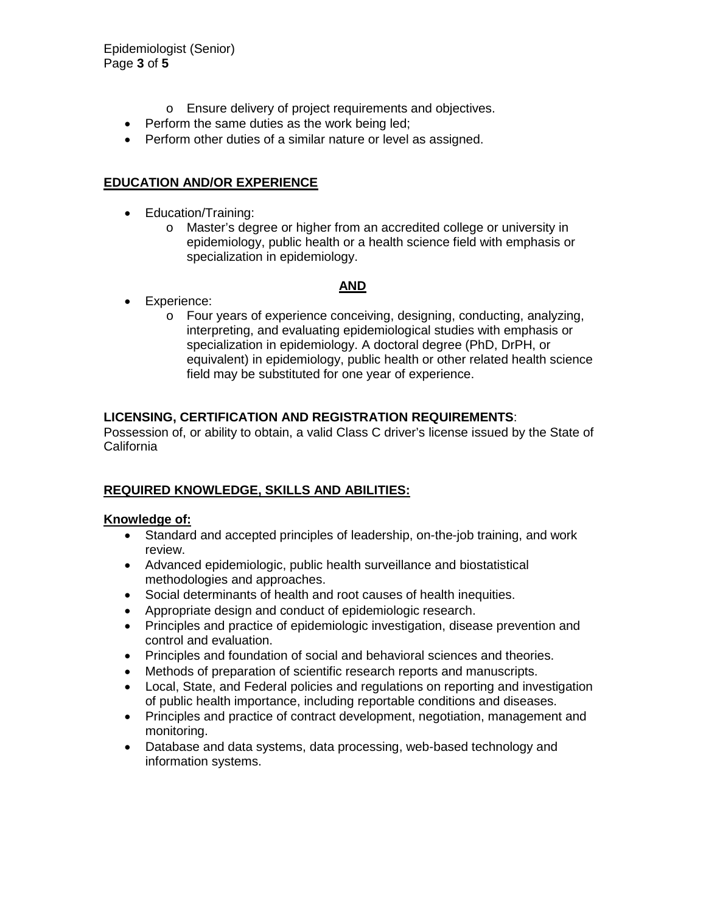- Ensure delivery of project requirements and objectives.
- Perform the same duties as the work being led;
- Perform other duties of a similar nature or level as assigned.

## EDUCATION AND/OR EXPERIENCE

- Education/Training:
    - Master's degree or higher from an accredited college or university in epidemiology, public health or a health science field with emphasis or specialization in epidemiology.

**AND**

- Experience:
    - Four years of experience conceiving, designing, conducting, analyzing, interpreting, and evaluating epidemiological studies with emphasis or specialization in epidemiology. A doctoral degree (PhD, DrPH, or equivalent) in epidemiology, public health or other related health science field may be substituted for one year of experience.

**LICENSING, CERTIFICATION AND REGISTRATION REQUIREMENTS**:
Possession of, or ability to obtain, a valid Class C driver's license issued by the State of California

## REQUIRED KNOWLEDGE, SKILLS AND ABILITIES:

**Knowledge of:**

- Standard and accepted principles of leadership, on-the-job training, and work review.
- Advanced epidemiologic, public health surveillance and biostatistical methodologies and approaches.
- Social determinants of health and root causes of health inequities.
- Appropriate design and conduct of epidemiologic research.
- Principles and practice of epidemiologic investigation, disease prevention and control and evaluation.
- Principles and foundation of social and behavioral sciences and theories.
- Methods of preparation of scientific research reports and manuscripts.
- Local, State, and Federal policies and regulations on reporting and investigation of public health importance, including reportable conditions and diseases.
- Principles and practice of contract development, negotiation, management and monitoring.
- Database and data systems, data processing, web-based technology and information systems.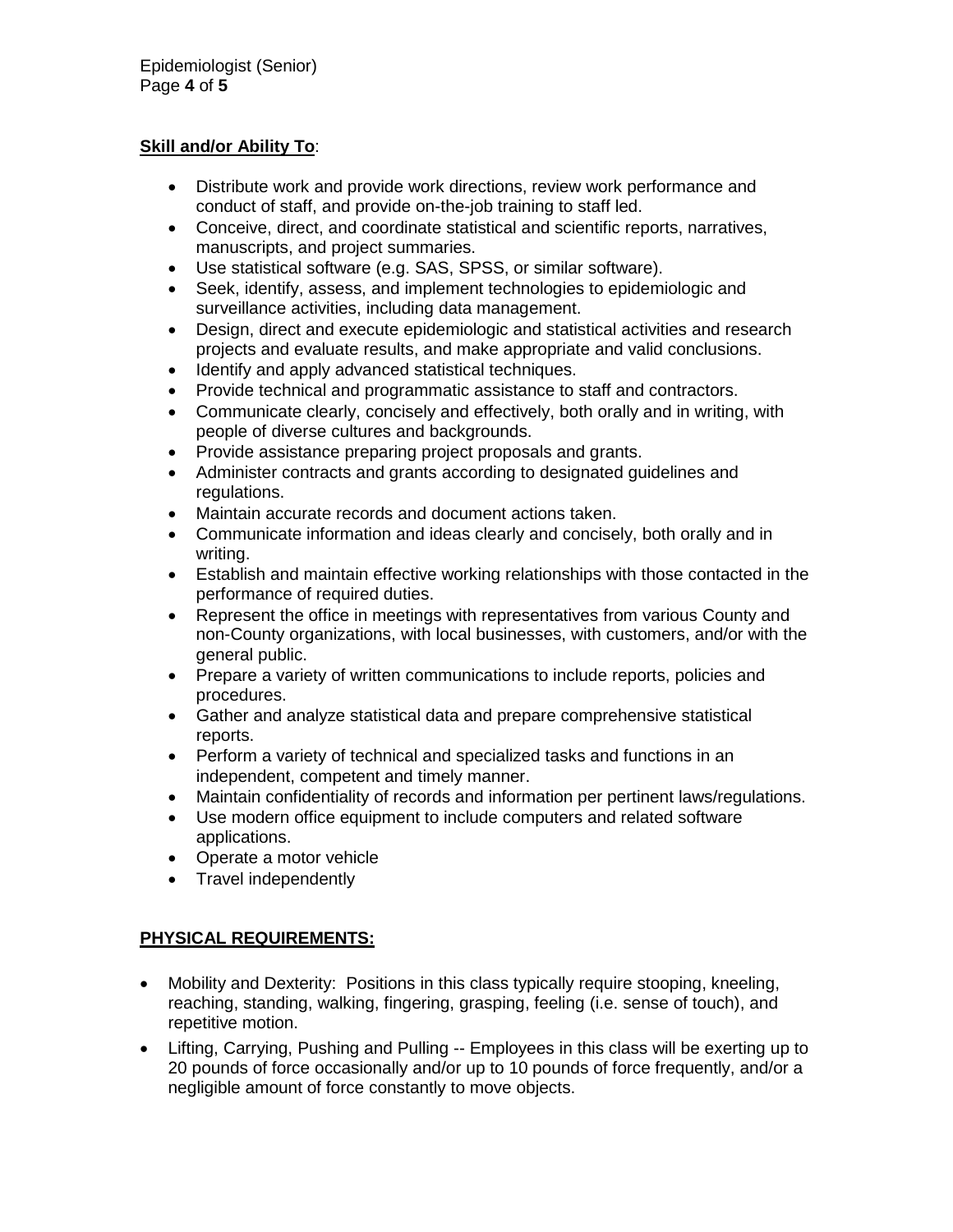**Skill and/or Ability To**:

- Distribute work and provide work directions, review work performance and conduct of staff, and provide on-the-job training to staff led.
- Conceive, direct, and coordinate statistical and scientific reports, narratives, manuscripts, and project summaries.
- Use statistical software (e.g. SAS, SPSS, or similar software).
- Seek, identify, assess, and implement technologies to epidemiologic and surveillance activities, including data management.
- Design, direct and execute epidemiologic and statistical activities and research projects and evaluate results, and make appropriate and valid conclusions.
- Identify and apply advanced statistical techniques.
- Provide technical and programmatic assistance to staff and contractors.
- Communicate clearly, concisely and effectively, both orally and in writing, with people of diverse cultures and backgrounds.
- Provide assistance preparing project proposals and grants.
- Administer contracts and grants according to designated guidelines and regulations.
- Maintain accurate records and document actions taken.
- Communicate information and ideas clearly and concisely, both orally and in writing.
- Establish and maintain effective working relationships with those contacted in the performance of required duties.
- Represent the office in meetings with representatives from various County and non-County organizations, with local businesses, with customers, and/or with the general public.
- Prepare a variety of written communications to include reports, policies and procedures.
- Gather and analyze statistical data and prepare comprehensive statistical reports.
- Perform a variety of technical and specialized tasks and functions in an independent, competent and timely manner.
- Maintain confidentiality of records and information per pertinent laws/regulations.
- Use modern office equipment to include computers and related software applications.
- Operate a motor vehicle
- Travel independently

## PHYSICAL REQUIREMENTS:

- Mobility and Dexterity: Positions in this class typically require stooping, kneeling, reaching, standing, walking, fingering, grasping, feeling (i.e. sense of touch), and repetitive motion.
- Lifting, Carrying, Pushing and Pulling -- Employees in this class will be exerting up to 20 pounds of force occasionally and/or up to 10 pounds of force frequently, and/or a negligible amount of force constantly to move objects.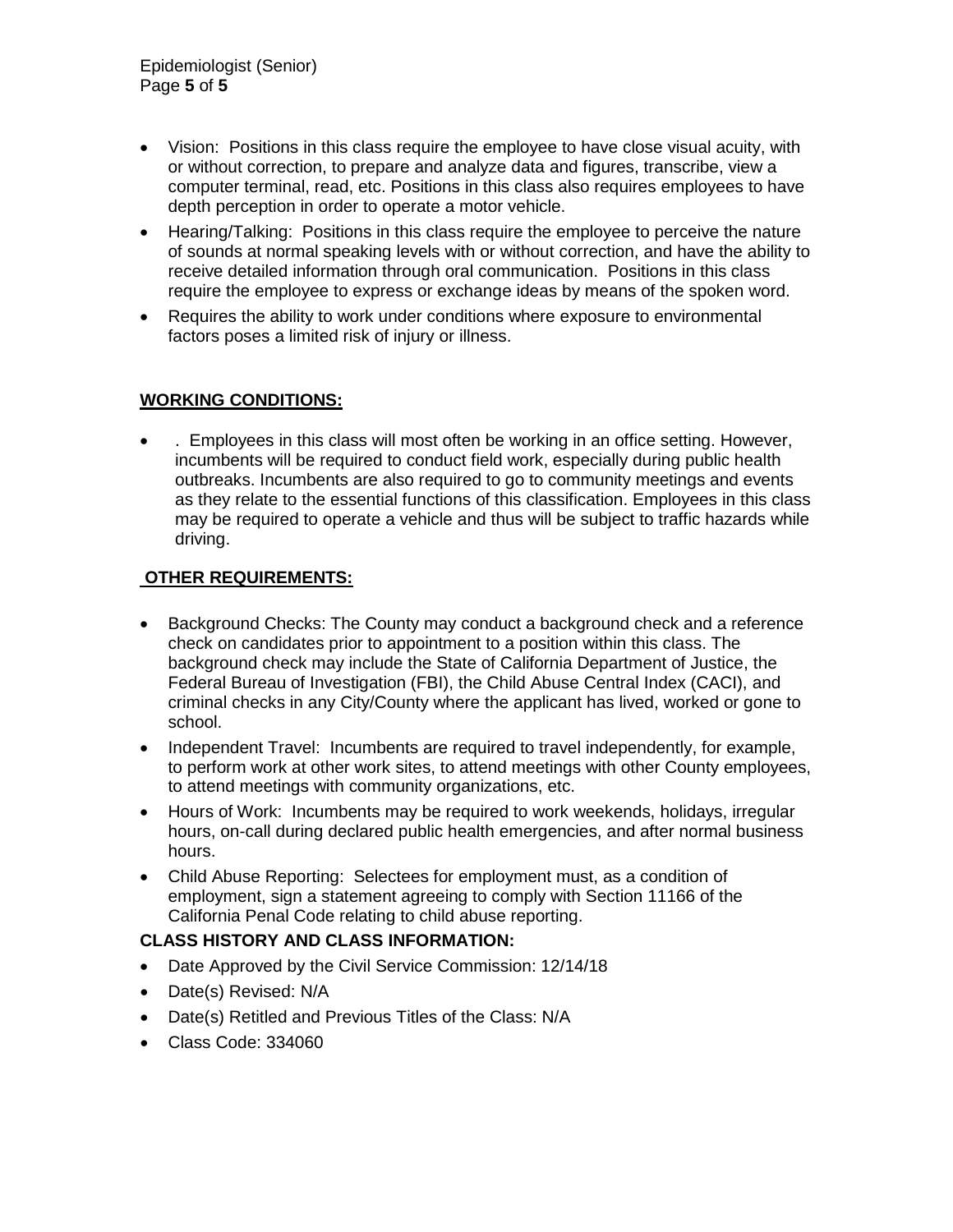- Vision: Positions in this class require the employee to have close visual acuity, with or without correction, to prepare and analyze data and figures, transcribe, view a computer terminal, read, etc. Positions in this class also requires employees to have depth perception in order to operate a motor vehicle.
- Hearing/Talking: Positions in this class require the employee to perceive the nature of sounds at normal speaking levels with or without correction, and have the ability to receive detailed information through oral communication. Positions in this class require the employee to express or exchange ideas by means of the spoken word.
- Requires the ability to work under conditions where exposure to environmental factors poses a limited risk of injury or illness.

**WORKING CONDITIONS:**

- . Employees in this class will most often be working in an office setting. However, incumbents will be required to conduct field work, especially during public health outbreaks. Incumbents are also required to go to community meetings and events as they relate to the essential functions of this classification. Employees in this class may be required to operate a vehicle and thus will be subject to traffic hazards while driving.

**OTHER REQUIREMENTS:**

- Background Checks: The County may conduct a background check and a reference check on candidates prior to appointment to a position within this class. The background check may include the State of California Department of Justice, the Federal Bureau of Investigation (FBI), the Child Abuse Central Index (CACI), and criminal checks in any City/County where the applicant has lived, worked or gone to school.
- Independent Travel: Incumbents are required to travel independently, for example, to perform work at other work sites, to attend meetings with other County employees, to attend meetings with community organizations, etc.
- Hours of Work: Incumbents may be required to work weekends, holidays, irregular hours, on-call during declared public health emergencies, and after normal business hours.
- Child Abuse Reporting: Selectees for employment must, as a condition of employment, sign a statement agreeing to comply with Section 11166 of the California Penal Code relating to child abuse reporting.

**CLASS HISTORY AND CLASS INFORMATION:**

- Date Approved by the Civil Service Commission: 12/14/18
- Date(s) Revised: N/A
- Date(s) Retitled and Previous Titles of the Class: N/A
- Class Code: 334060